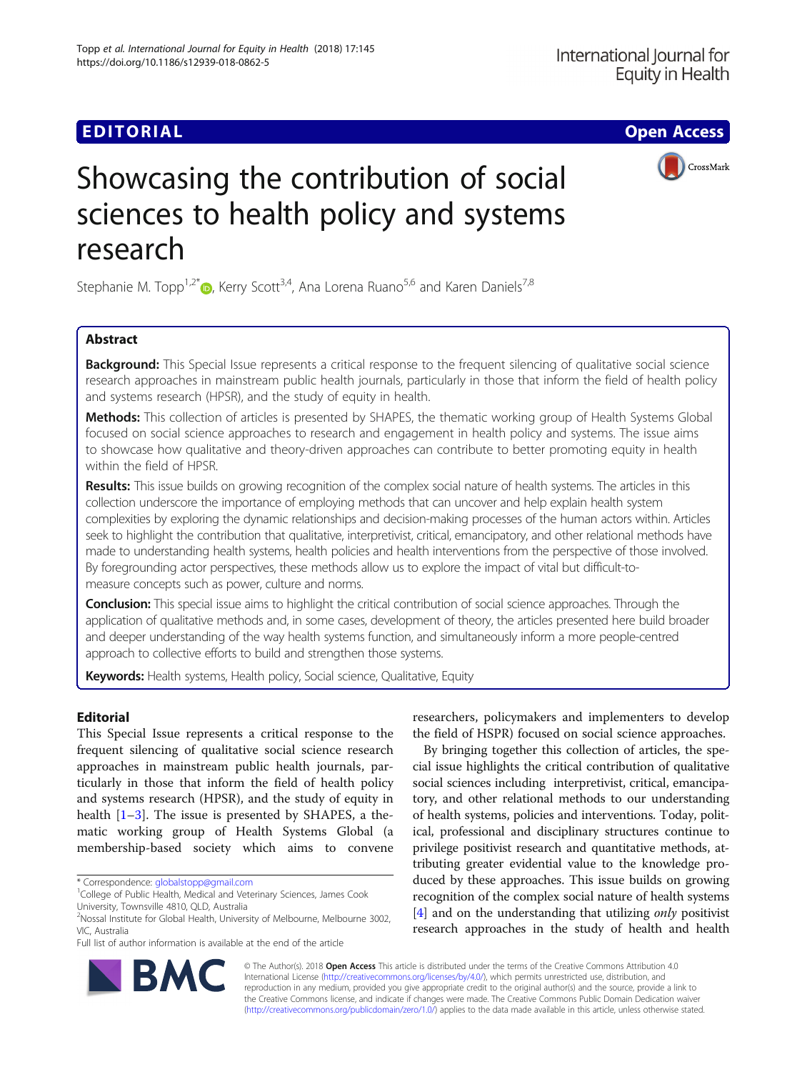**EDITORIAL** **Open Access**

# Showcasing the contribution of social sciences to health policy and systems research

Stephanie M. Topp[1,2*], Kerry Scott[3,4], Ana Lorena Ruano[5,6] and Karen Daniels[7,8]

## Abstract

**Background:** This Special Issue represents a critical response to the frequent silencing of qualitative social science research approaches in mainstream public health journals, particularly in those that inform the field of health policy and systems research (HPSR), and the study of equity in health.

**Methods:** This collection of articles is presented by SHAPES, the thematic working group of Health Systems Global focused on social science approaches to research and engagement in health policy and systems. The issue aims to showcase how qualitative and theory-driven approaches can contribute to better promoting equity in health within the field of HPSR.

**Results:** This issue builds on growing recognition of the complex social nature of health systems. The articles in this collection underscore the importance of employing methods that can uncover and help explain health system complexities by exploring the dynamic relationships and decision-making processes of the human actors within. Articles seek to highlight the contribution that qualitative, interpretivist, critical, emancipatory, and other relational methods have made to understanding health systems, health policies and health interventions from the perspective of those involved. By foregrounding actor perspectives, these methods allow us to explore the impact of vital but difficult-to-measure concepts such as power, culture and norms.

**Conclusion:** This special issue aims to highlight the critical contribution of social science approaches. Through the application of qualitative methods and, in some cases, development of theory, the articles presented here build broader and deeper understanding of the way health systems function, and simultaneously inform a more people-centred approach to collective efforts to build and strengthen those systems.

**Keywords:** Health systems, Health policy, Social science, Qualitative, Equity

## Editorial

This Special Issue represents a critical response to the frequent silencing of qualitative social science research approaches in mainstream public health journals, particularly in those that inform the field of health policy and systems research (HPSR), and the study of equity in health [1–3]. The issue is presented by SHAPES, a thematic working group of Health Systems Global (a membership-based society which aims to convene researchers, policymakers and implementers to develop the field of HSPR) focused on social science approaches.

By bringing together this collection of articles, the special issue highlights the critical contribution of qualitative social sciences including interpretivist, critical, emancipatory, and other relational methods to our understanding of health systems, policies and interventions. Today, political, professional and disciplinary structures continue to privilege positivist research and quantitative methods, attributing greater evidential value to the knowledge produced by these approaches. This issue builds on growing recognition of the complex social nature of health systems [4] and on the understanding that utilizing *only* positivist research approaches in the study of health and health

\* Correspondence: globalstopp@gmail.com
[1]College of Public Health, Medical and Veterinary Sciences, James Cook University, Townsville 4810, QLD, Australia
[2]Nossal Institute for Global Health, University of Melbourne, Melbourne 3002, VIC, Australia
Full list of author information is available at the end of the article

© The Author(s). 2018 **Open Access** This article is distributed under the terms of the Creative Commons Attribution 4.0 International License (http://creativecommons.org/licenses/by/4.0/), which permits unrestricted use, distribution, and reproduction in any medium, provided you give appropriate credit to the original author(s) and the source, provide a link to the Creative Commons license, and indicate if changes were made. The Creative Commons Public Domain Dedication waiver (http://creativecommons.org/publicdomain/zero/1.0/) applies to the data made available in this article, unless otherwise stated.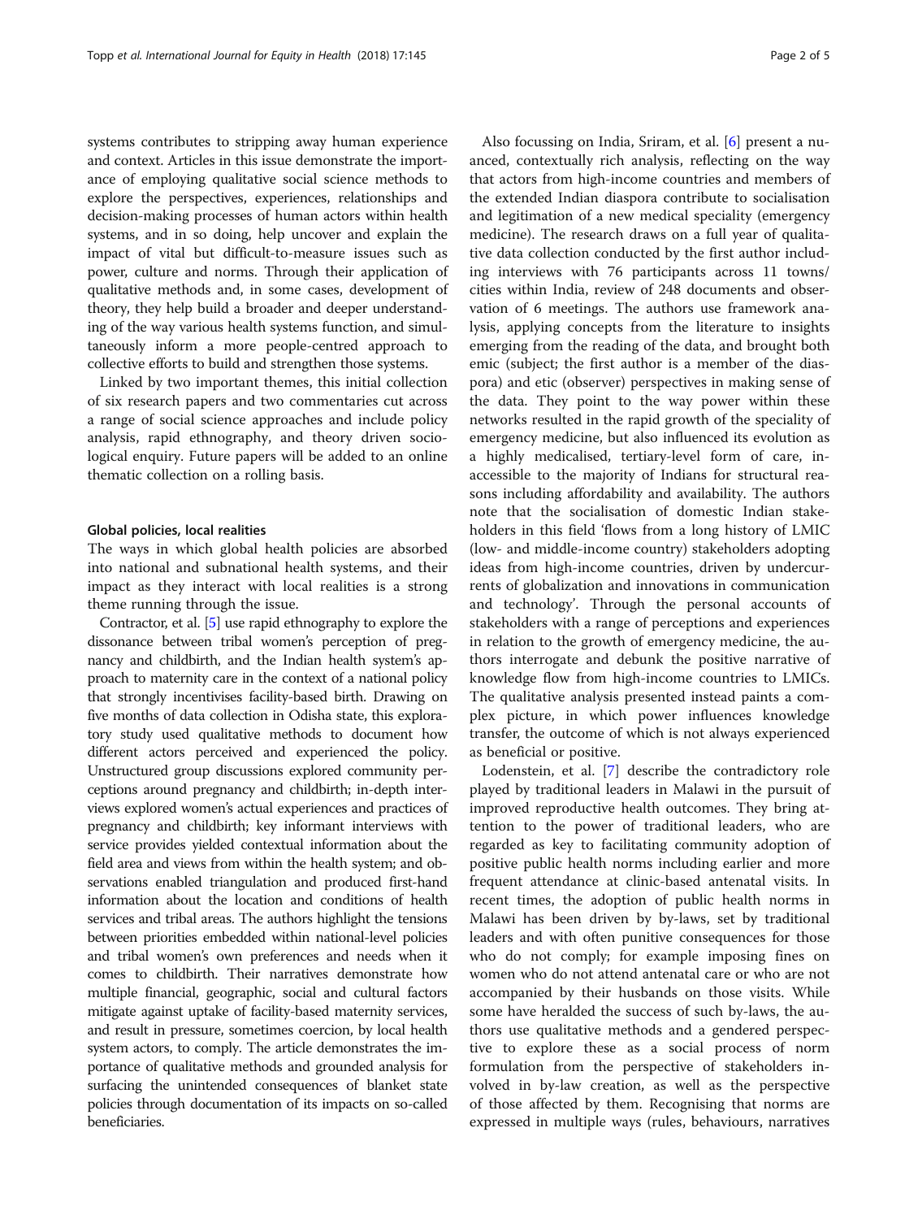systems contributes to stripping away human experience and context. Articles in this issue demonstrate the importance of employing qualitative social science methods to explore the perspectives, experiences, relationships and decision-making processes of human actors within health systems, and in so doing, help uncover and explain the impact of vital but difficult-to-measure issues such as power, culture and norms. Through their application of qualitative methods and, in some cases, development of theory, they help build a broader and deeper understanding of the way various health systems function, and simultaneously inform a more people-centred approach to collective efforts to build and strengthen those systems.

Linked by two important themes, this initial collection of six research papers and two commentaries cut across a range of social science approaches and include policy analysis, rapid ethnography, and theory driven sociological enquiry. Future papers will be added to an online thematic collection on a rolling basis.

#### Global policies, local realities

The ways in which global health policies are absorbed into national and subnational health systems, and their impact as they interact with local realities is a strong theme running through the issue.

Contractor, et al. [5] use rapid ethnography to explore the dissonance between tribal women's perception of pregnancy and childbirth, and the Indian health system's approach to maternity care in the context of a national policy that strongly incentivises facility-based birth. Drawing on five months of data collection in Odisha state, this exploratory study used qualitative methods to document how different actors perceived and experienced the policy. Unstructured group discussions explored community perceptions around pregnancy and childbirth; in-depth interviews explored women's actual experiences and practices of pregnancy and childbirth; key informant interviews with service provides yielded contextual information about the field area and views from within the health system; and observations enabled triangulation and produced first-hand information about the location and conditions of health services and tribal areas. The authors highlight the tensions between priorities embedded within national-level policies and tribal women's own preferences and needs when it comes to childbirth. Their narratives demonstrate how multiple financial, geographic, social and cultural factors mitigate against uptake of facility-based maternity services, and result in pressure, sometimes coercion, by local health system actors, to comply. The article demonstrates the importance of qualitative methods and grounded analysis for surfacing the unintended consequences of blanket state policies through documentation of its impacts on so-called beneficiaries.

Also focussing on India, Sriram, et al. [6] present a nuanced, contextually rich analysis, reflecting on the way that actors from high-income countries and members of the extended Indian diaspora contribute to socialisation and legitimation of a new medical speciality (emergency medicine). The research draws on a full year of qualitative data collection conducted by the first author including interviews with 76 participants across 11 towns/cities within India, review of 248 documents and observation of 6 meetings. The authors use framework analysis, applying concepts from the literature to insights emerging from the reading of the data, and brought both emic (subject; the first author is a member of the diaspora) and etic (observer) perspectives in making sense of the data. They point to the way power within these networks resulted in the rapid growth of the speciality of emergency medicine, but also influenced its evolution as a highly medicalised, tertiary-level form of care, inaccessible to the majority of Indians for structural reasons including affordability and availability. The authors note that the socialisation of domestic Indian stakeholders in this field 'flows from a long history of LMIC (low- and middle-income country) stakeholders adopting ideas from high-income countries, driven by undercurrents of globalization and innovations in communication and technology'. Through the personal accounts of stakeholders with a range of perceptions and experiences in relation to the growth of emergency medicine, the authors interrogate and debunk the positive narrative of knowledge flow from high-income countries to LMICs. The qualitative analysis presented instead paints a complex picture, in which power influences knowledge transfer, the outcome of which is not always experienced as beneficial or positive.

Lodenstein, et al. [7] describe the contradictory role played by traditional leaders in Malawi in the pursuit of improved reproductive health outcomes. They bring attention to the power of traditional leaders, who are regarded as key to facilitating community adoption of positive public health norms including earlier and more frequent attendance at clinic-based antenatal visits. In recent times, the adoption of public health norms in Malawi has been driven by by-laws, set by traditional leaders and with often punitive consequences for those who do not comply; for example imposing fines on women who do not attend antenatal care or who are not accompanied by their husbands on those visits. While some have heralded the success of such by-laws, the authors use qualitative methods and a gendered perspective to explore these as a social process of norm formulation from the perspective of stakeholders involved in by-law creation, as well as the perspective of those affected by them. Recognising that norms are expressed in multiple ways (rules, behaviours, narratives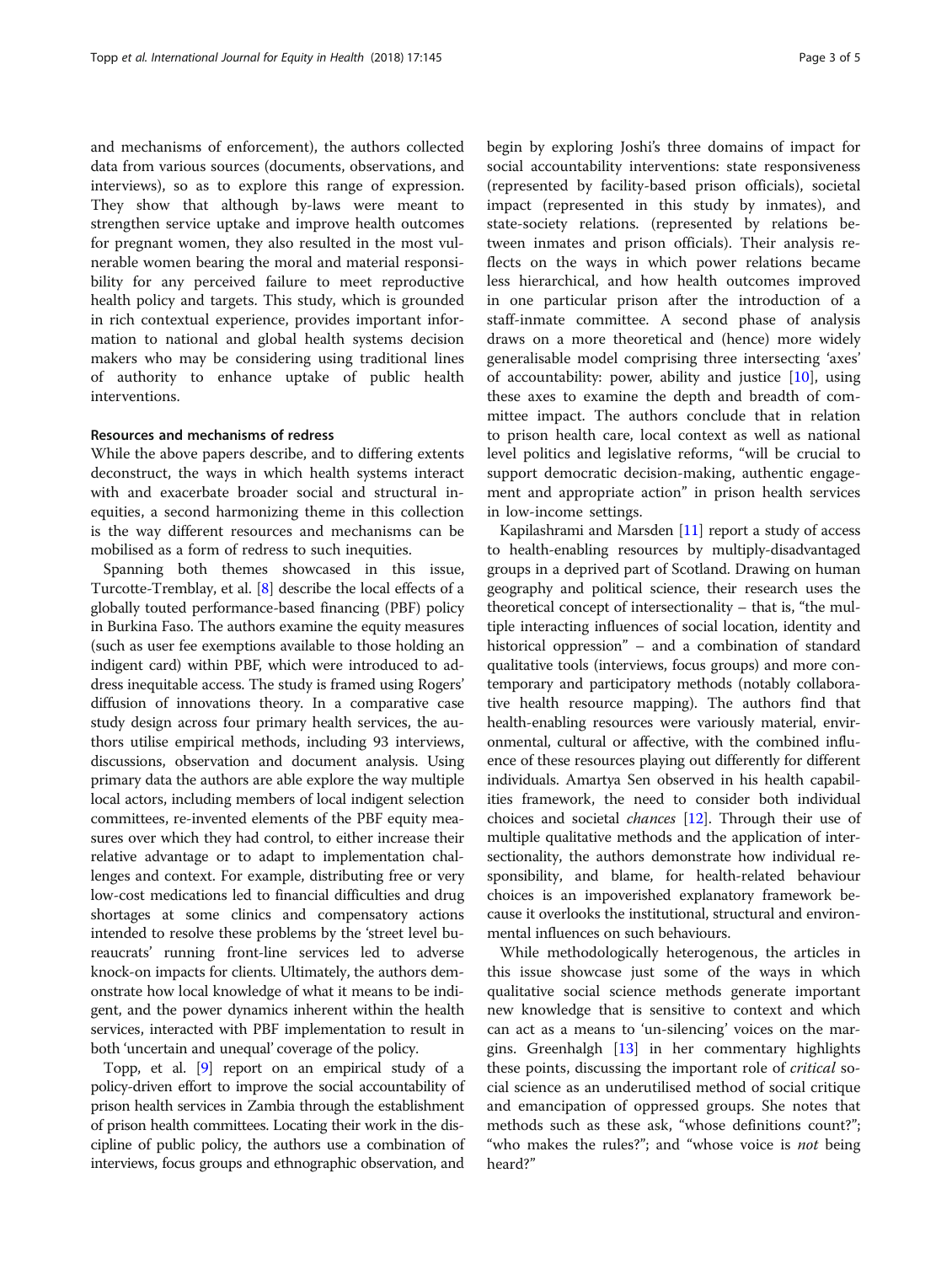and mechanisms of enforcement), the authors collected data from various sources (documents, observations, and interviews), so as to explore this range of expression. They show that although by-laws were meant to strengthen service uptake and improve health outcomes for pregnant women, they also resulted in the most vulnerable women bearing the moral and material responsibility for any perceived failure to meet reproductive health policy and targets. This study, which is grounded in rich contextual experience, provides important information to national and global health systems decision makers who may be considering using traditional lines of authority to enhance uptake of public health interventions.

### Resources and mechanisms of redress

While the above papers describe, and to differing extents deconstruct, the ways in which health systems interact with and exacerbate broader social and structural inequities, a second harmonizing theme in this collection is the way different resources and mechanisms can be mobilised as a form of redress to such inequities.

Spanning both themes showcased in this issue, Turcotte-Tremblay, et al. [8] describe the local effects of a globally touted performance-based financing (PBF) policy in Burkina Faso. The authors examine the equity measures (such as user fee exemptions available to those holding an indigent card) within PBF, which were introduced to address inequitable access. The study is framed using Rogers' diffusion of innovations theory. In a comparative case study design across four primary health services, the authors utilise empirical methods, including 93 interviews, discussions, observation and document analysis. Using primary data the authors are able explore the way multiple local actors, including members of local indigent selection committees, re-invented elements of the PBF equity measures over which they had control, to either increase their relative advantage or to adapt to implementation challenges and context. For example, distributing free or very low-cost medications led to financial difficulties and drug shortages at some clinics and compensatory actions intended to resolve these problems by the 'street level bureaucrats' running front-line services led to adverse knock-on impacts for clients. Ultimately, the authors demonstrate how local knowledge of what it means to be indigent, and the power dynamics inherent within the health services, interacted with PBF implementation to result in both 'uncertain and unequal' coverage of the policy.

Topp, et al. [9] report on an empirical study of a policy-driven effort to improve the social accountability of prison health services in Zambia through the establishment of prison health committees. Locating their work in the discipline of public policy, the authors use a combination of interviews, focus groups and ethnographic observation, and begin by exploring Joshi's three domains of impact for social accountability interventions: state responsiveness (represented by facility-based prison officials), societal impact (represented in this study by inmates), and state-society relations. (represented by relations between inmates and prison officials). Their analysis reflects on the ways in which power relations became less hierarchical, and how health outcomes improved in one particular prison after the introduction of a staff-inmate committee. A second phase of analysis draws on a more theoretical and (hence) more widely generalisable model comprising three intersecting 'axes' of accountability: power, ability and justice [10], using these axes to examine the depth and breadth of committee impact. The authors conclude that in relation to prison health care, local context as well as national level politics and legislative reforms, "will be crucial to support democratic decision-making, authentic engagement and appropriate action" in prison health services in low-income settings.

Kapilashrami and Marsden [11] report a study of access to health-enabling resources by multiply-disadvantaged groups in a deprived part of Scotland. Drawing on human geography and political science, their research uses the theoretical concept of intersectionality – that is, "the multiple interacting influences of social location, identity and historical oppression" – and a combination of standard qualitative tools (interviews, focus groups) and more contemporary and participatory methods (notably collaborative health resource mapping). The authors find that health-enabling resources were variously material, environmental, cultural or affective, with the combined influence of these resources playing out differently for different individuals. Amartya Sen observed in his health capabilities framework, the need to consider both individual choices and societal *chances* [12]. Through their use of multiple qualitative methods and the application of intersectionality, the authors demonstrate how individual responsibility, and blame, for health-related behaviour choices is an impoverished explanatory framework because it overlooks the institutional, structural and environmental influences on such behaviours.

While methodologically heterogenous, the articles in this issue showcase just some of the ways in which qualitative social science methods generate important new knowledge that is sensitive to context and which can act as a means to 'un-silencing' voices on the margins. Greenhalgh [13] in her commentary highlights these points, discussing the important role of *critical* social science as an underutilised method of social critique and emancipation of oppressed groups. She notes that methods such as these ask, "whose definitions count?"; "who makes the rules?"; and "whose voice is *not* being heard?"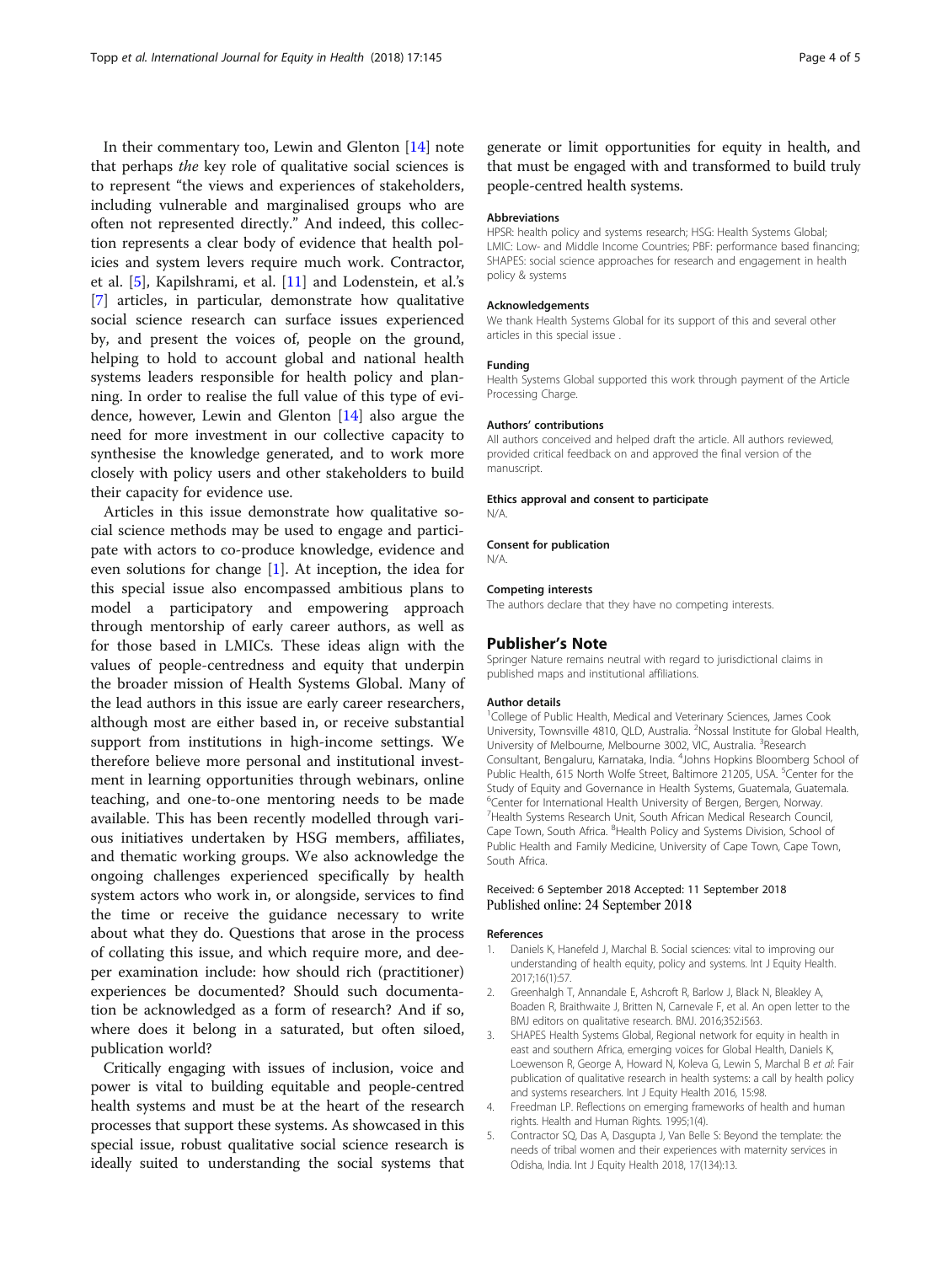In their commentary too, Lewin and Glenton [14] note that perhaps *the* key role of qualitative social sciences is to represent "the views and experiences of stakeholders, including vulnerable and marginalised groups who are often not represented directly." And indeed, this collection represents a clear body of evidence that health policies and system levers require much work. Contractor, et al. [5], Kapilshrami, et al. [11] and Lodenstein, et al.'s [7] articles, in particular, demonstrate how qualitative social science research can surface issues experienced by, and present the voices of, people on the ground, helping to hold to account global and national health systems leaders responsible for health policy and planning. In order to realise the full value of this type of evidence, however, Lewin and Glenton [14] also argue the need for more investment in our collective capacity to synthesise the knowledge generated, and to work more closely with policy users and other stakeholders to build their capacity for evidence use.

Articles in this issue demonstrate how qualitative social science methods may be used to engage and participate with actors to co-produce knowledge, evidence and even solutions for change [1]. At inception, the idea for this special issue also encompassed ambitious plans to model a participatory and empowering approach through mentorship of early career authors, as well as for those based in LMICs. These ideas align with the values of people-centredness and equity that underpin the broader mission of Health Systems Global. Many of the lead authors in this issue are early career researchers, although most are either based in, or receive substantial support from institutions in high-income settings. We therefore believe more personal and institutional investment in learning opportunities through webinars, online teaching, and one-to-one mentoring needs to be made available. This has been recently modelled through various initiatives undertaken by HSG members, affiliates, and thematic working groups. We also acknowledge the ongoing challenges experienced specifically by health system actors who work in, or alongside, services to find the time or receive the guidance necessary to write about what they do. Questions that arose in the process of collating this issue, and which require more, and deeper examination include: how should rich (practitioner) experiences be documented? Should such documentation be acknowledged as a form of research? And if so, where does it belong in a saturated, but often siloed, publication world?

Critically engaging with issues of inclusion, voice and power is vital to building equitable and people-centred health systems and must be at the heart of the research processes that support these systems. As showcased in this special issue, robust qualitative social science research is ideally suited to understanding the social systems that generate or limit opportunities for equity in health, and that must be engaged with and transformed to build truly people-centred health systems.

#### Abbreviations

HPSR: health policy and systems research; HSG: Health Systems Global; LMIC: Low- and Middle Income Countries; PBF: performance based financing; SHAPES: social science approaches for research and engagement in health policy & systems

#### Acknowledgements

We thank Health Systems Global for its support of this and several other articles in this special issue .

#### Funding

Health Systems Global supported this work through payment of the Article Processing Charge.

#### Authors' contributions

All authors conceived and helped draft the article. All authors reviewed, provided critical feedback on and approved the final version of the manuscript.

#### Ethics approval and consent to participate

N/A.

#### Consent for publication

N/A.

#### Competing interests

The authors declare that they have no competing interests.

### Publisher's Note

Springer Nature remains neutral with regard to jurisdictional claims in published maps and institutional affiliations.

#### Author details

[1]College of Public Health, Medical and Veterinary Sciences, James Cook University, Townsville 4810, QLD, Australia. [2]Nossal Institute for Global Health, University of Melbourne, Melbourne 3002, VIC, Australia. [3]Research Consultant, Bengaluru, Karnataka, India. [4]Johns Hopkins Bloomberg School of Public Health, 615 North Wolfe Street, Baltimore 21205, USA. [5]Center for the Study of Equity and Governance in Health Systems, Guatemala, Guatemala. [6]Center for International Health University of Bergen, Bergen, Norway. [7]Health Systems Research Unit, South African Medical Research Council, Cape Town, South Africa. [8]Health Policy and Systems Division, School of Public Health and Family Medicine, University of Cape Town, Cape Town, South Africa.

Received: 6 September 2018 Accepted: 11 September 2018
Published online: 24 September 2018

#### References

1. Daniels K, Hanefeld J, Marchal B. Social sciences: vital to improving our understanding of health equity, policy and systems. Int J Equity Health. 2017;16(1):57.
2. Greenhalgh T, Annandale E, Ashcroft R, Barlow J, Black N, Bleakley A, Boaden R, Braithwaite J, Britten N, Carnevale F, et al. An open letter to the BMJ editors on qualitative research. BMJ. 2016;352:i563.
3. SHAPES Health Systems Global, Regional network for equity in health in east and southern Africa, emerging voices for Global Health, Daniels K, Loewenson R, George A, Howard N, Koleva G, Lewin S, Marchal B *et al*: Fair publication of qualitative research in health systems: a call by health policy and systems researchers. Int J Equity Health 2016, 15:98.
4. Freedman LP. Reflections on emerging frameworks of health and human rights. Health and Human Rights. 1995;1(4).
5. Contractor SQ, Das A, Dasgupta J, Van Belle S: Beyond the template: the needs of tribal women and their experiences with maternity services in Odisha, India. Int J Equity Health 2018, 17(134):13.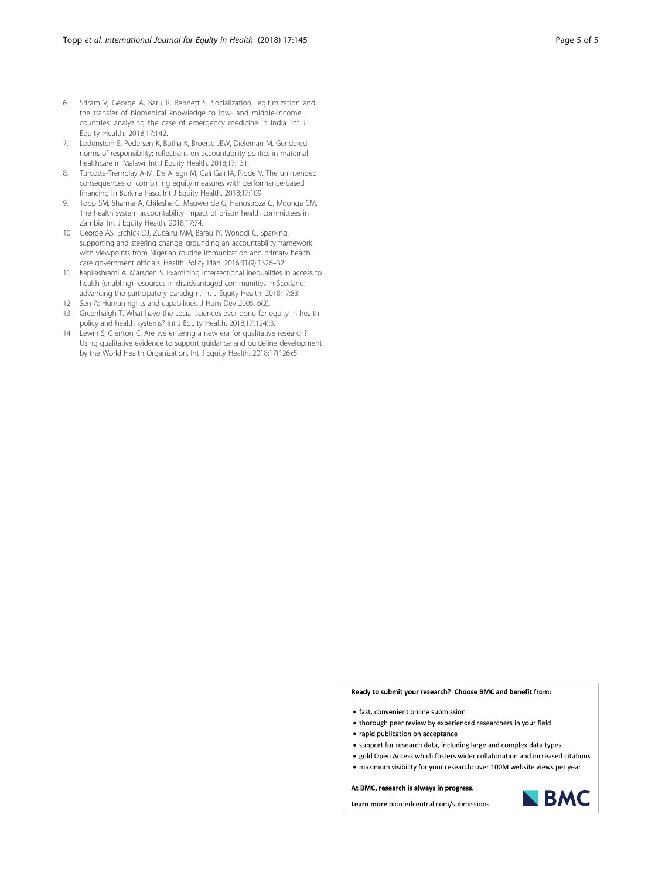6. Sriram V, George A, Baru R, Bennett S. Socialization, legitimization and the transfer of biomedical knowledge to low- and middle-income countries: analyzing the case of emergency medicine in India. Int J Equity Health. 2018;17:142.
7. Lodenstein E, Pedersen K, Botha K, Broerse JEW, Dieleman M. Gendered norms of responsibility: reflections on accountability politics in maternal healthcare in Malawi. Int J Equity Health. 2018;17:131.
8. Turcotte-Tremblay A-M, De Allegri M, Gali Gali IA, Ridde V. The unintended consequences of combining equity measures with performance-based financing in Burkina Faso. Int J Equity Health. 2018;17:109.
9. Topp SM, Sharma A, Chileshe C, Magwende G, Henostroza G, Moonga CM. The health system accountability impact of prison health committees in Zambia. Int J Equity Health. 2018;17:74.
10. George AS, Erchick DJ, Zubairu MM, Barau IY, Wonodi C. Sparking, supporting and steering change: grounding an accountability framework with viewpoints from Nigerian routine immunization and primary health care government officials. Health Policy Plan. 2016;31(9):1326–32.
11. Kapilashrami A, Marsden S. Examining intersectional inequalities in access to health (enabling) resources in disadvantaged communities in Scotland: advancing the participatory paradigm. Int J Equity Health. 2018;17:83.
12. Sen A: Human rights and capabilities. J Hum Dev 2005, 6(2).
13. Greenhalgh T. What have the social sciences ever done for equity in health policy and health systems? Int J Equity Health. 2018;17(124):3.
14. Lewin S, Glenton C. Are we entering a new era for qualitative research? Using qualitative evidence to support guidance and guideline development by the World Health Organization. Int J Equity Health. 2018;17(126):5.

**Ready to submit your research? Choose BMC and benefit from:**

- fast, convenient online submission
- thorough peer review by experienced researchers in your field
- rapid publication on acceptance
- support for research data, including large and complex data types
- gold Open Access which fosters wider collaboration and increased citations
- maximum visibility for your research: over 100M website views per year

**At BMC, research is always in progress.**

**Learn more** biomedcentral.com/submissions

BMC